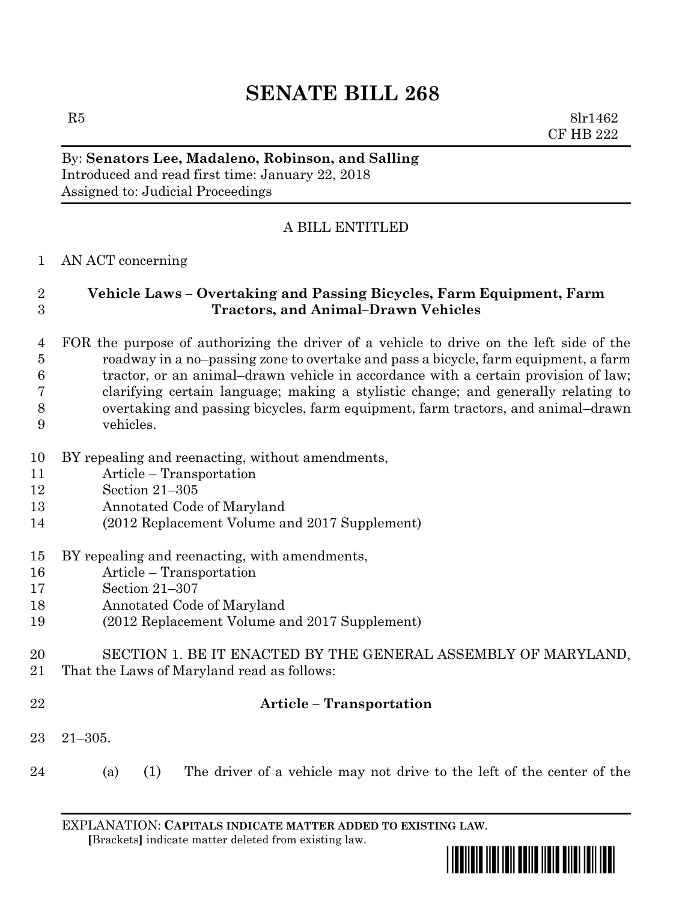# SENATE BILL 268

R5 8lr1462
CF HB 222

By: **Senators Lee, Madaleno, Robinson, and Salling**
Introduced and read first time: January 22, 2018
Assigned to: Judicial Proceedings

A BILL ENTITLED

1 AN ACT concerning

2 **Vehicle Laws – Overtaking and Passing Bicycles, Farm Equipment, Farm**
3 **Tractors, and Animal–Drawn Vehicles**

4 FOR the purpose of authorizing the driver of a vehicle to drive on the left side of the
5 roadway in a no–passing zone to overtake and pass a bicycle, farm equipment, a farm
6 tractor, or an animal–drawn vehicle in accordance with a certain provision of law;
7 clarifying certain language; making a stylistic change; and generally relating to
8 overtaking and passing bicycles, farm equipment, farm tractors, and animal–drawn
9 vehicles.

10 BY repealing and reenacting, without amendments,
11 Article – Transportation
12 Section 21–305
13 Annotated Code of Maryland
14 (2012 Replacement Volume and 2017 Supplement)

15 BY repealing and reenacting, with amendments,
16 Article – Transportation
17 Section 21–307
18 Annotated Code of Maryland
19 (2012 Replacement Volume and 2017 Supplement)

20 SECTION 1. BE IT ENACTED BY THE GENERAL ASSEMBLY OF MARYLAND,
21 That the Laws of Maryland read as follows:

22 **Article – Transportation**

23 21–305.

24 (a) (1) The driver of a vehicle may not drive to the left of the center of the

EXPLANATION: **CAPITALS INDICATE MATTER ADDED TO EXISTING LAW**.
**[**Brackets**]** indicate matter deleted from existing law.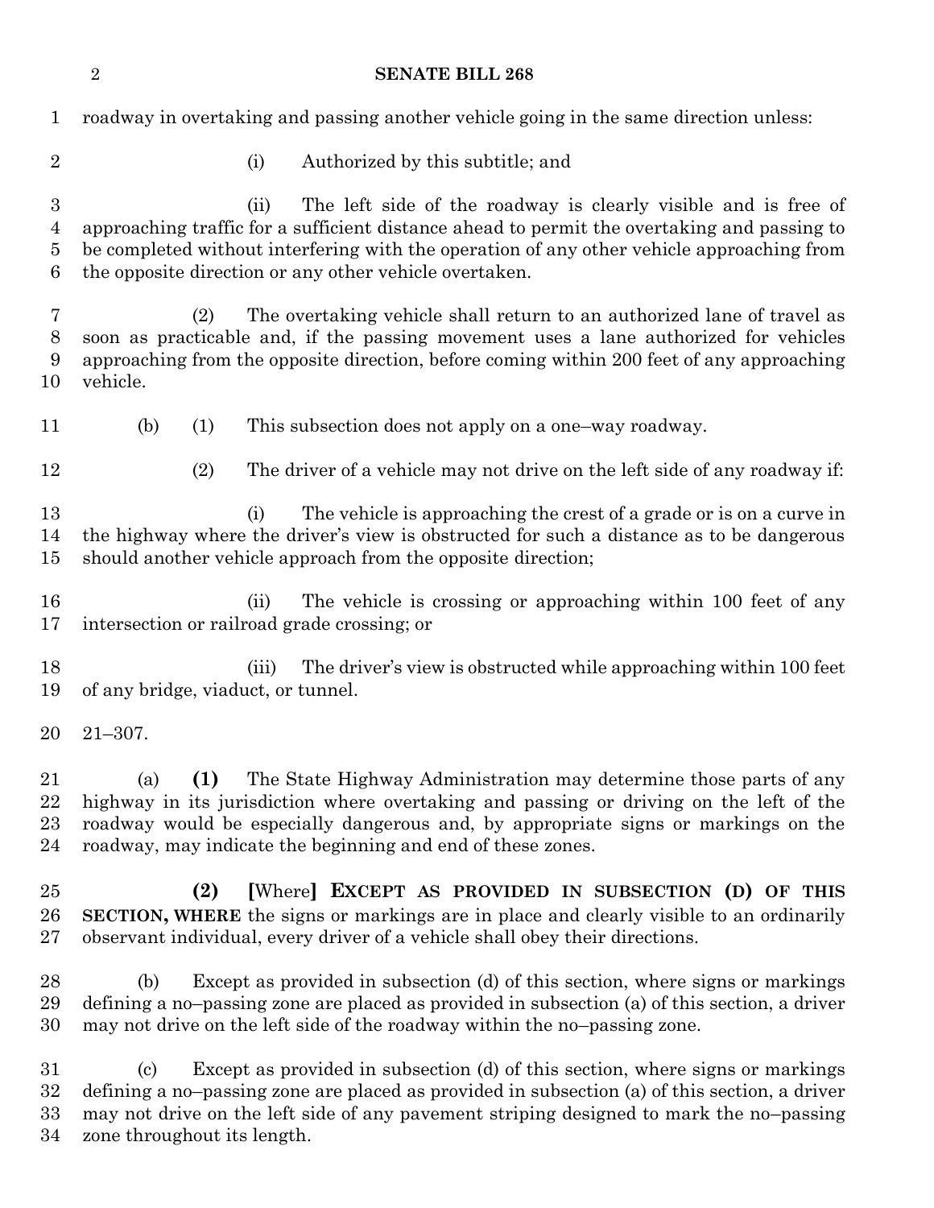roadway in overtaking and passing another vehicle going in the same direction unless:

(i) Authorized by this subtitle; and

(ii) The left side of the roadway is clearly visible and is free of approaching traffic for a sufficient distance ahead to permit the overtaking and passing to be completed without interfering with the operation of any other vehicle approaching from the opposite direction or any other vehicle overtaken.

(2) The overtaking vehicle shall return to an authorized lane of travel as soon as practicable and, if the passing movement uses a lane authorized for vehicles approaching from the opposite direction, before coming within 200 feet of any approaching vehicle.

(b) (1) This subsection does not apply on a one–way roadway.

(2) The driver of a vehicle may not drive on the left side of any roadway if:

(i) The vehicle is approaching the crest of a grade or is on a curve in the highway where the driver's view is obstructed for such a distance as to be dangerous should another vehicle approach from the opposite direction;

(ii) The vehicle is crossing or approaching within 100 feet of any intersection or railroad grade crossing; or

(iii) The driver's view is obstructed while approaching within 100 feet of any bridge, viaduct, or tunnel.

21–307.

(a) **(1)** The State Highway Administration may determine those parts of any highway in its jurisdiction where overtaking and passing or driving on the left of the roadway would be especially dangerous and, by appropriate signs or markings on the roadway, may indicate the beginning and end of these zones.

**(2)** **[**Where**]** **EXCEPT AS PROVIDED IN SUBSECTION (D) OF THIS SECTION, WHERE** the signs or markings are in place and clearly visible to an ordinarily observant individual, every driver of a vehicle shall obey their directions.

(b) Except as provided in subsection (d) of this section, where signs or markings defining a no–passing zone are placed as provided in subsection (a) of this section, a driver may not drive on the left side of the roadway within the no–passing zone.

(c) Except as provided in subsection (d) of this section, where signs or markings defining a no–passing zone are placed as provided in subsection (a) of this section, a driver may not drive on the left side of any pavement striping designed to mark the no–passing zone throughout its length.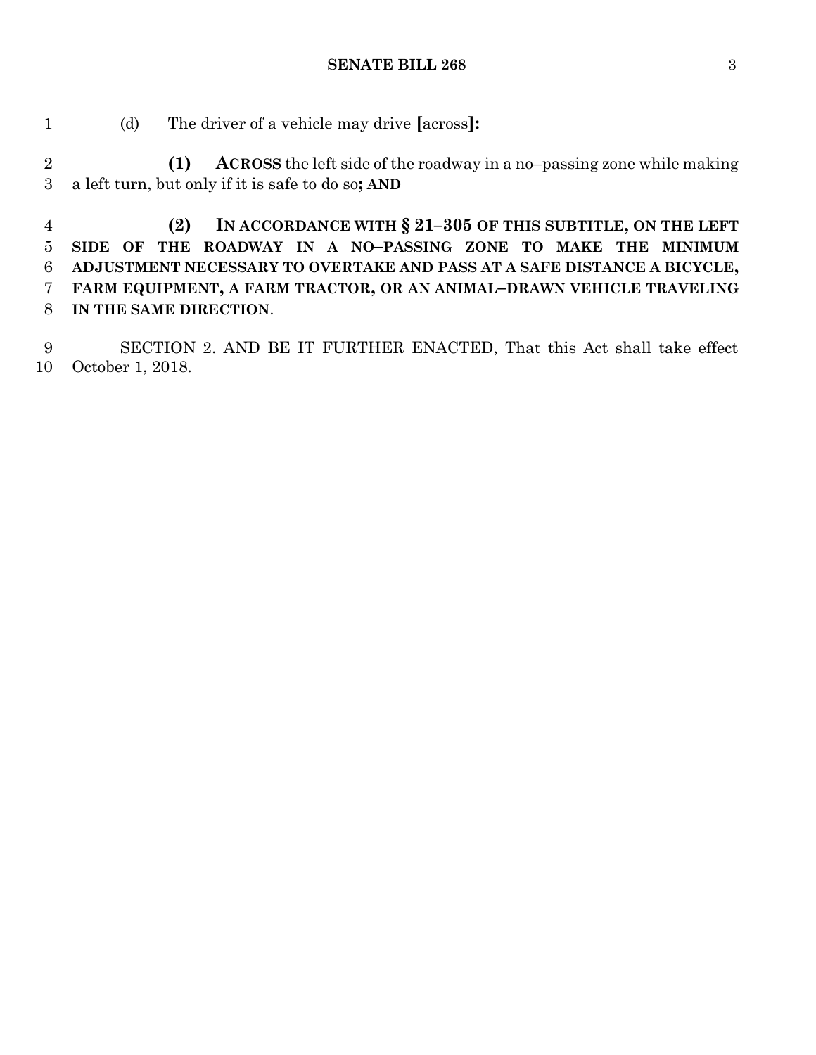(d) The driver of a vehicle may drive **[**across**]:**

**(1) ACROSS** the left side of the roadway in a no–passing zone while making a left turn, but only if it is safe to do so**; AND**

**(2) IN ACCORDANCE WITH § 21–305 OF THIS SUBTITLE, ON THE LEFT SIDE OF THE ROADWAY IN A NO–PASSING ZONE TO MAKE THE MINIMUM ADJUSTMENT NECESSARY TO OVERTAKE AND PASS AT A SAFE DISTANCE A BICYCLE, FARM EQUIPMENT, A FARM TRACTOR, OR AN ANIMAL–DRAWN VEHICLE TRAVELING IN THE SAME DIRECTION**.

SECTION 2. AND BE IT FURTHER ENACTED, That this Act shall take effect October 1, 2018.